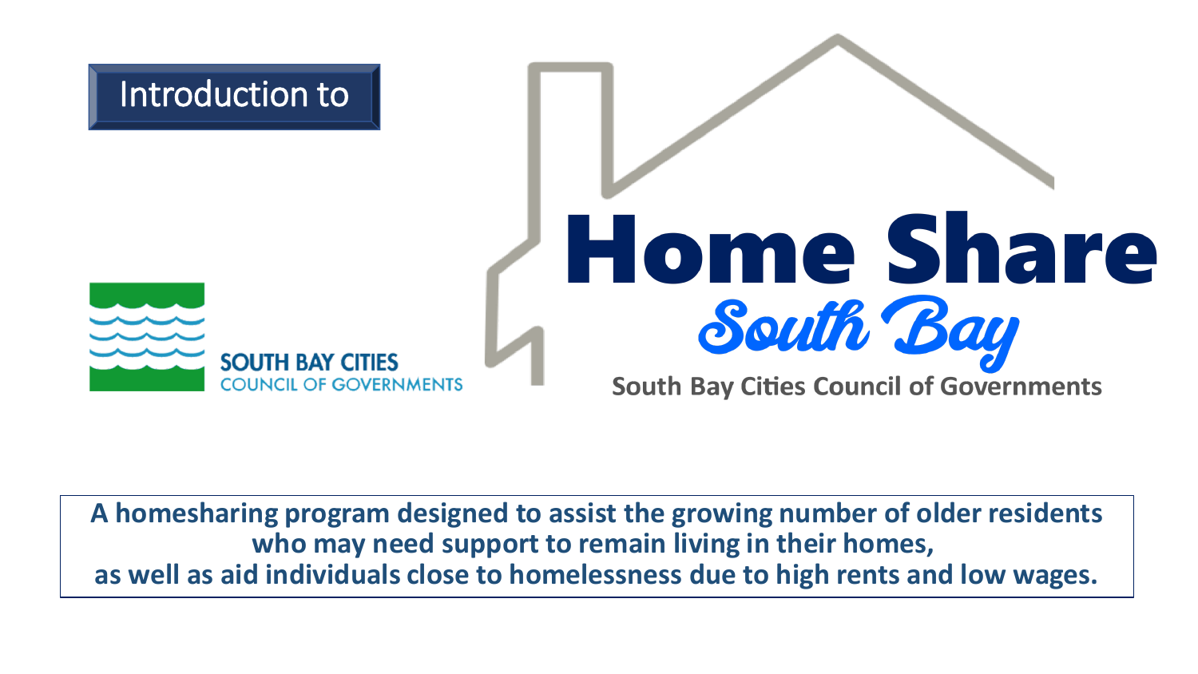Introduction to

# Home Share South Bay

SOUTH BAY CITIES COUNCIL OF GOVERNMENTS

**South Bay Cities Council of Governments**

**A homesharing program designed to assist the growing number of older residents who may need support to remain living in their homes, as well as aid individuals close to homelessness due to high rents and low wages.**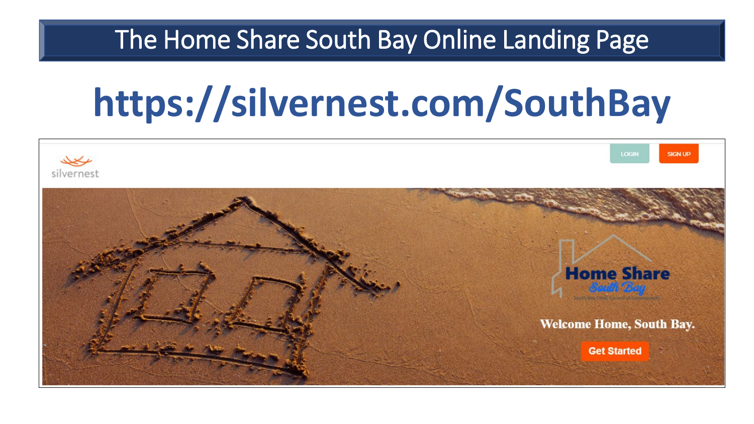# The Home Share South Bay Online Landing Page

## https://silvernest.com/SouthBay

silvernest

LOGIN SIGN UP

Home Share South Bay

Welcome Home, South Bay.

Get Started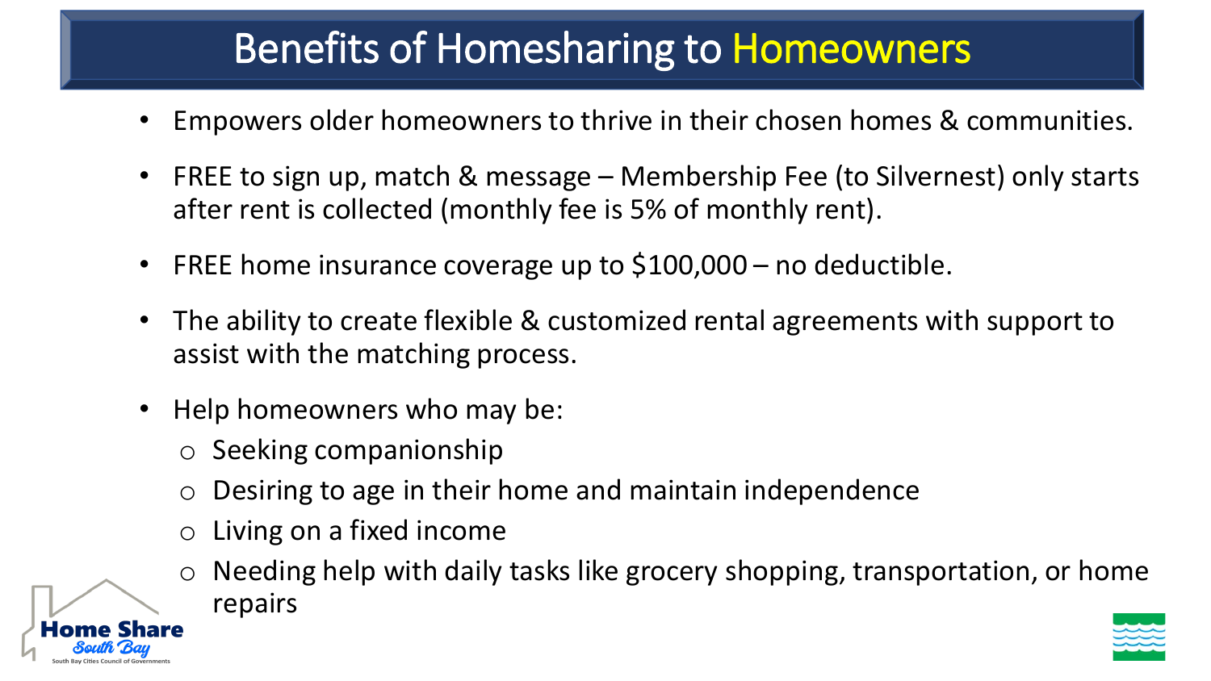# Benefits of Homesharing to Homeowners

- Empowers older homeowners to thrive in their chosen homes & communities.
- FREE to sign up, match & message – Membership Fee (to Silvernest) only starts after rent is collected (monthly fee is 5% of monthly rent).
- FREE home insurance coverage up to $100,000 – no deductible.
- The ability to create flexible & customized rental agreements with support to assist with the matching process.
- Help homeowners who may be:
  - Seeking companionship
  - Desiring to age in their home and maintain independence
  - Living on a fixed income
  - Needing help with daily tasks like grocery shopping, transportation, or home repairs

Home Share South Bay
South Bay Cities Council of Governments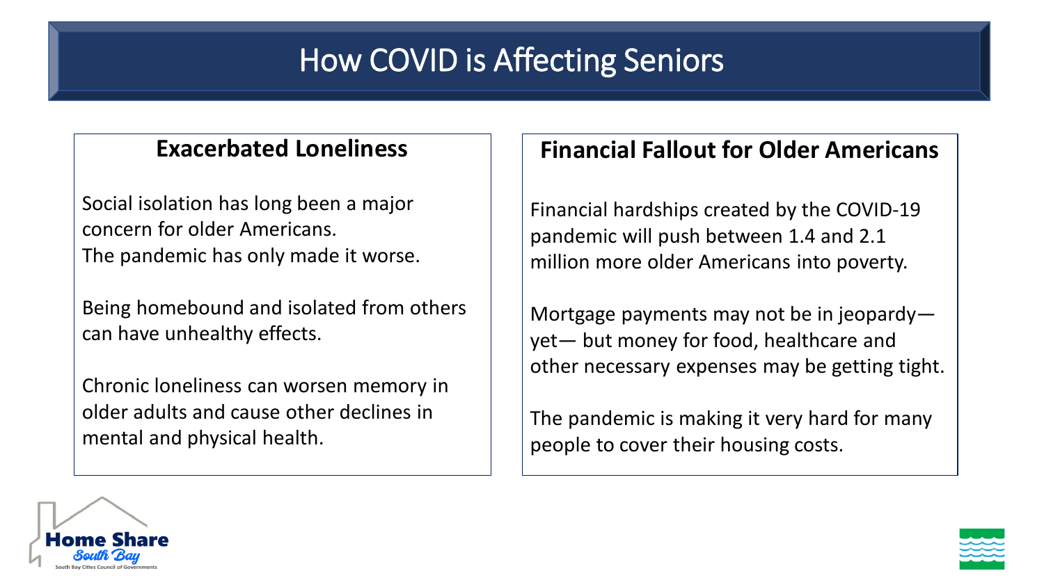# How COVID is Affecting Seniors

## Exacerbated Loneliness

Social isolation has long been a major concern for older Americans.
The pandemic has only made it worse.

Being homebound and isolated from others can have unhealthy effects.

Chronic loneliness can worsen memory in older adults and cause other declines in mental and physical health.

## Financial Fallout for Older Americans

Financial hardships created by the COVID-19 pandemic will push between 1.4 and 2.1 million more older Americans into poverty.

Mortgage payments may not be in jeopardy—yet— but money for food, healthcare and other necessary expenses may be getting tight.

The pandemic is making it very hard for many people to cover their housing costs.

Home Share South Bay
South Bay Cities Council of Governments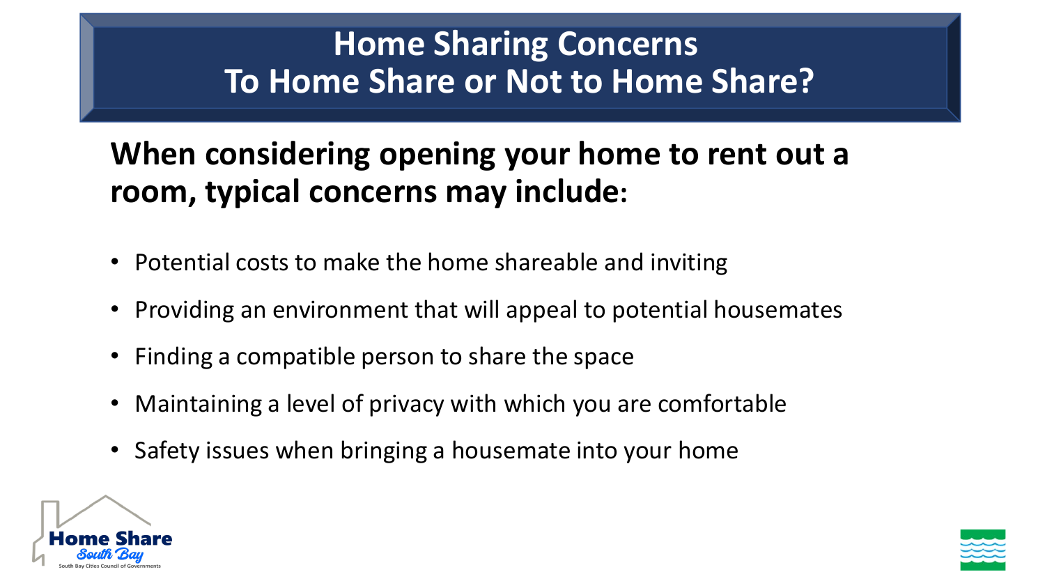# Home Sharing Concerns
# To Home Share or Not to Home Share?

**When considering opening your home to rent out a room, typical concerns may include:**

- Potential costs to make the home shareable and inviting
- Providing an environment that will appeal to potential housemates
- Finding a compatible person to share the space
- Maintaining a level of privacy with which you are comfortable
- Safety issues when bringing a housemate into your home

Home Share South Bay

South Bay Cities Council of Governments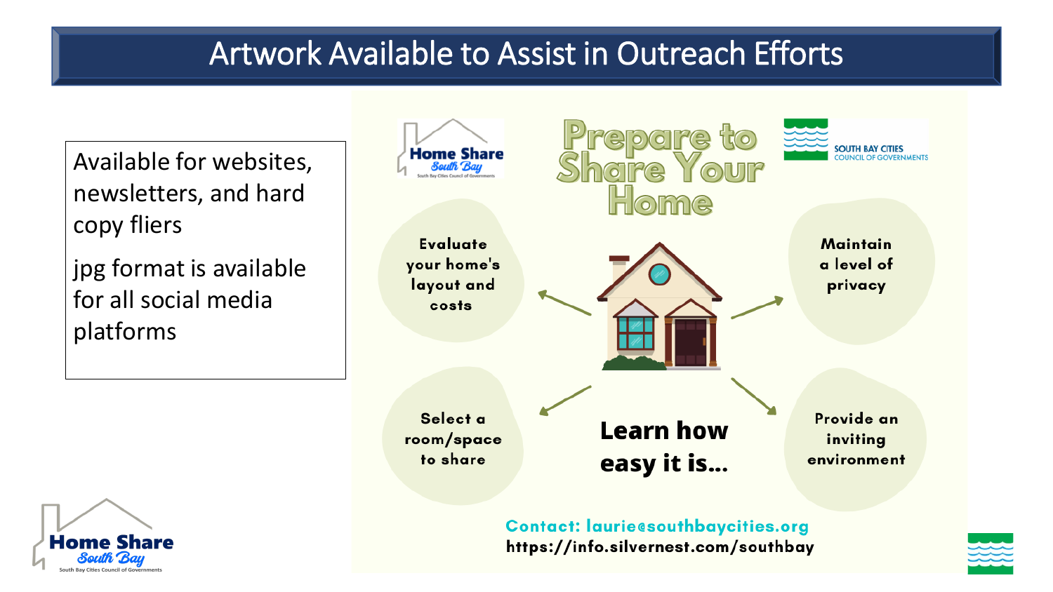# Artwork Available to Assist in Outreach Efforts

Available for websites, newsletters, and hard copy fliers

jpg format is available for all social media platforms

Home Share South Bay
South Bay Cities Council of Governments

## Prepare to Share Your Home

SOUTH BAY CITIES COUNCIL OF GOVERNMENTS

- Evaluate your home's layout and costs
- Maintain a level of privacy
- Select a room/space to share
- Provide an inviting environment

**Learn how easy it is...**

Contact: laurie@southbaycities.org

https://info.silvernest.com/southbay

Home Share South Bay
South Bay Cities Council of Governments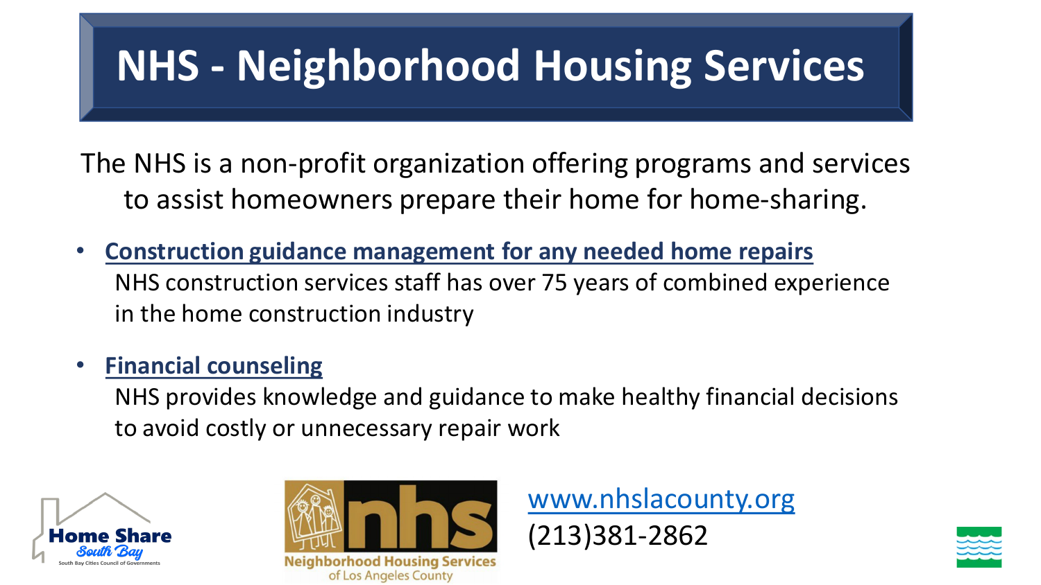# NHS - Neighborhood Housing Services

The NHS is a non-profit organization offering programs and services to assist homeowners prepare their home for home-sharing.

- **Construction guidance management for any needed home repairs**
  NHS construction services staff has over 75 years of combined experience in the home construction industry

- **Financial counseling**
  NHS provides knowledge and guidance to make healthy financial decisions to avoid costly or unnecessary repair work

www.nhslacounty.org
(213)381-2862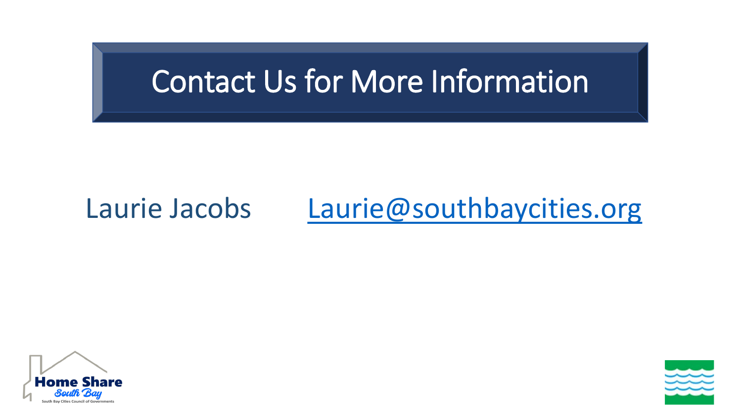# Contact Us for More Information

Laurie Jacobs Laurie@southbaycities.org

Home Share South Bay

South Bay Cities Council of Governments